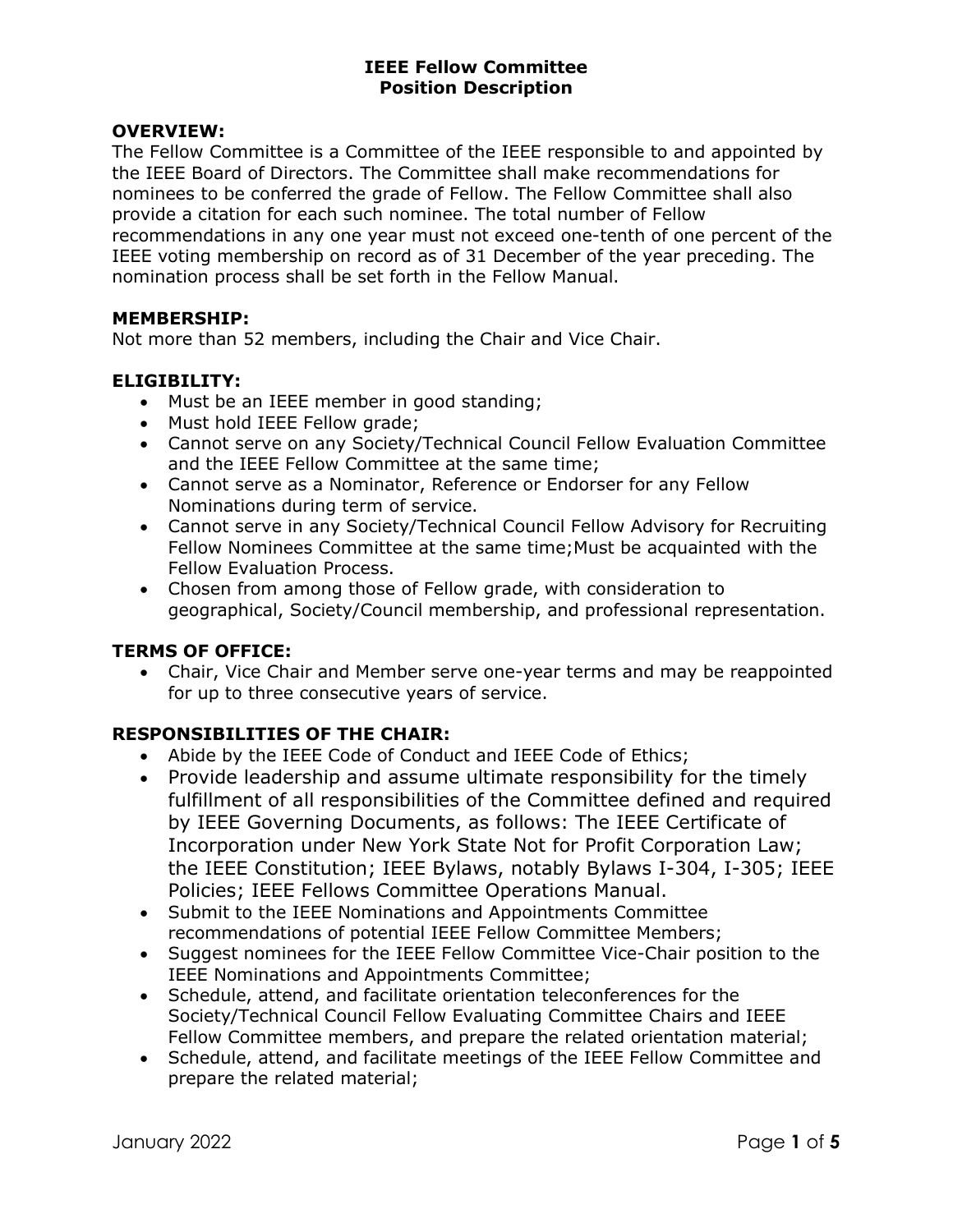# IEEE Fellow Committee
## Position Description

### OVERVIEW:

The Fellow Committee is a Committee of the IEEE responsible to and appointed by the IEEE Board of Directors. The Committee shall make recommendations for nominees to be conferred the grade of Fellow. The Fellow Committee shall also provide a citation for each such nominee. The total number of Fellow recommendations in any one year must not exceed one-tenth of one percent of the IEEE voting membership on record as of 31 December of the year preceding. The nomination process shall be set forth in the Fellow Manual.

### MEMBERSHIP:

Not more than 52 members, including the Chair and Vice Chair.

### ELIGIBILITY:

- Must be an IEEE member in good standing;
- Must hold IEEE Fellow grade;
- Cannot serve on any Society/Technical Council Fellow Evaluation Committee and the IEEE Fellow Committee at the same time;
- Cannot serve as a Nominator, Reference or Endorser for any Fellow Nominations during term of service.
- Cannot serve in any Society/Technical Council Fellow Advisory for Recruiting Fellow Nominees Committee at the same time;Must be acquainted with the Fellow Evaluation Process.
- Chosen from among those of Fellow grade, with consideration to geographical, Society/Council membership, and professional representation.

### TERMS OF OFFICE:

- Chair, Vice Chair and Member serve one-year terms and may be reappointed for up to three consecutive years of service.

### RESPONSIBILITIES OF THE CHAIR:

- Abide by the IEEE Code of Conduct and IEEE Code of Ethics;
- Provide leadership and assume ultimate responsibility for the timely fulfillment of all responsibilities of the Committee defined and required by IEEE Governing Documents, as follows: The IEEE Certificate of Incorporation under New York State Not for Profit Corporation Law; the IEEE Constitution; IEEE Bylaws, notably Bylaws I-304, I-305; IEEE Policies; IEEE Fellows Committee Operations Manual.
- Submit to the IEEE Nominations and Appointments Committee recommendations of potential IEEE Fellow Committee Members;
- Suggest nominees for the IEEE Fellow Committee Vice-Chair position to the IEEE Nominations and Appointments Committee;
- Schedule, attend, and facilitate orientation teleconferences for the Society/Technical Council Fellow Evaluating Committee Chairs and IEEE Fellow Committee members, and prepare the related orientation material;
- Schedule, attend, and facilitate meetings of the IEEE Fellow Committee and prepare the related material;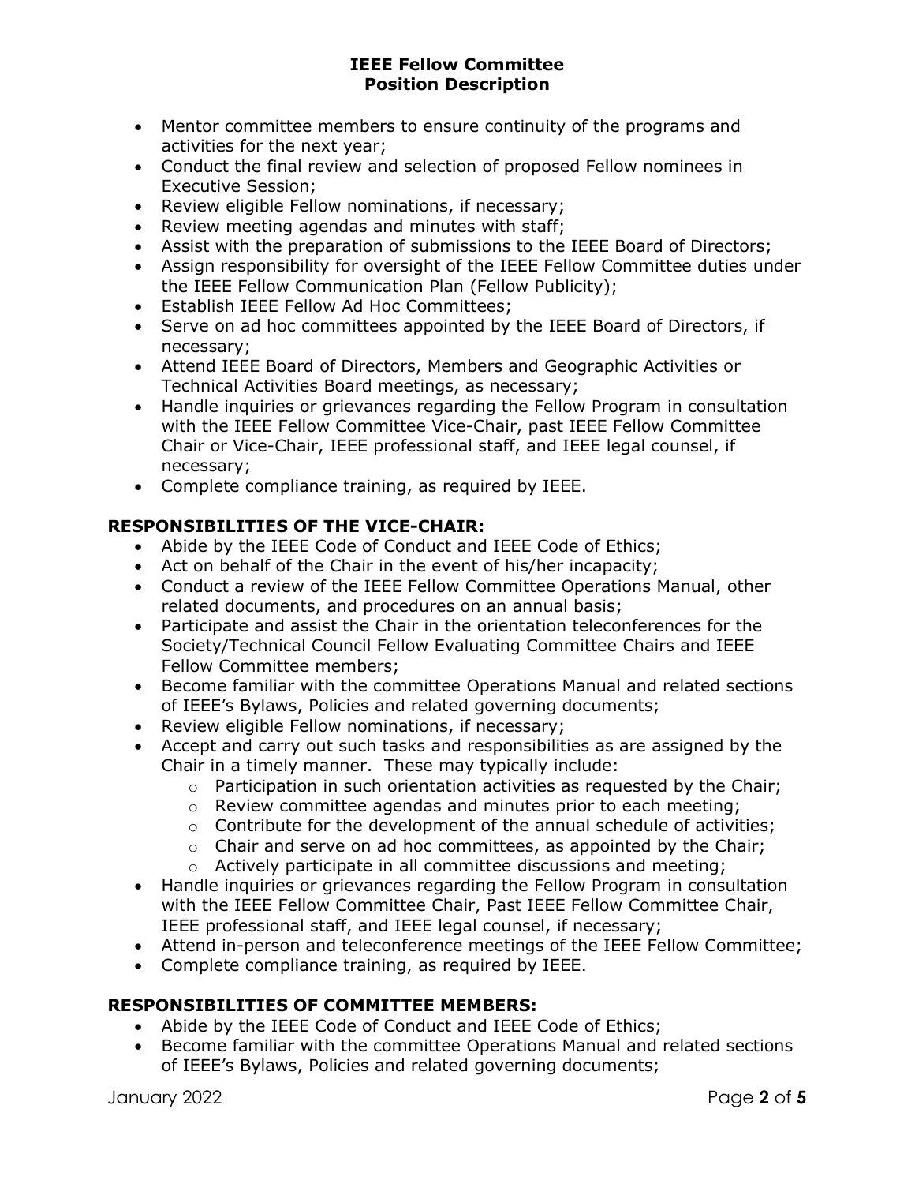- Mentor committee members to ensure continuity of the programs and activities for the next year;
- Conduct the final review and selection of proposed Fellow nominees in Executive Session;
- Review eligible Fellow nominations, if necessary;
- Review meeting agendas and minutes with staff;
- Assist with the preparation of submissions to the IEEE Board of Directors;
- Assign responsibility for oversight of the IEEE Fellow Committee duties under the IEEE Fellow Communication Plan (Fellow Publicity);
- Establish IEEE Fellow Ad Hoc Committees;
- Serve on ad hoc committees appointed by the IEEE Board of Directors, if necessary;
- Attend IEEE Board of Directors, Members and Geographic Activities or Technical Activities Board meetings, as necessary;
- Handle inquiries or grievances regarding the Fellow Program in consultation with the IEEE Fellow Committee Vice-Chair, past IEEE Fellow Committee Chair or Vice-Chair, IEEE professional staff, and IEEE legal counsel, if necessary;
- Complete compliance training, as required by IEEE.

## RESPONSIBILITIES OF THE VICE-CHAIR:

- Abide by the IEEE Code of Conduct and IEEE Code of Ethics;
- Act on behalf of the Chair in the event of his/her incapacity;
- Conduct a review of the IEEE Fellow Committee Operations Manual, other related documents, and procedures on an annual basis;
- Participate and assist the Chair in the orientation teleconferences for the Society/Technical Council Fellow Evaluating Committee Chairs and IEEE Fellow Committee members;
- Become familiar with the committee Operations Manual and related sections of IEEE's Bylaws, Policies and related governing documents;
- Review eligible Fellow nominations, if necessary;
- Accept and carry out such tasks and responsibilities as are assigned by the Chair in a timely manner. These may typically include:
  - Participation in such orientation activities as requested by the Chair;
  - Review committee agendas and minutes prior to each meeting;
  - Contribute for the development of the annual schedule of activities;
  - Chair and serve on ad hoc committees, as appointed by the Chair;
  - Actively participate in all committee discussions and meeting;
- Handle inquiries or grievances regarding the Fellow Program in consultation with the IEEE Fellow Committee Chair, Past IEEE Fellow Committee Chair, IEEE professional staff, and IEEE legal counsel, if necessary;
- Attend in-person and teleconference meetings of the IEEE Fellow Committee;
- Complete compliance training, as required by IEEE.

## RESPONSIBILITIES OF COMMITTEE MEMBERS:

- Abide by the IEEE Code of Conduct and IEEE Code of Ethics;
- Become familiar with the committee Operations Manual and related sections of IEEE's Bylaws, Policies and related governing documents;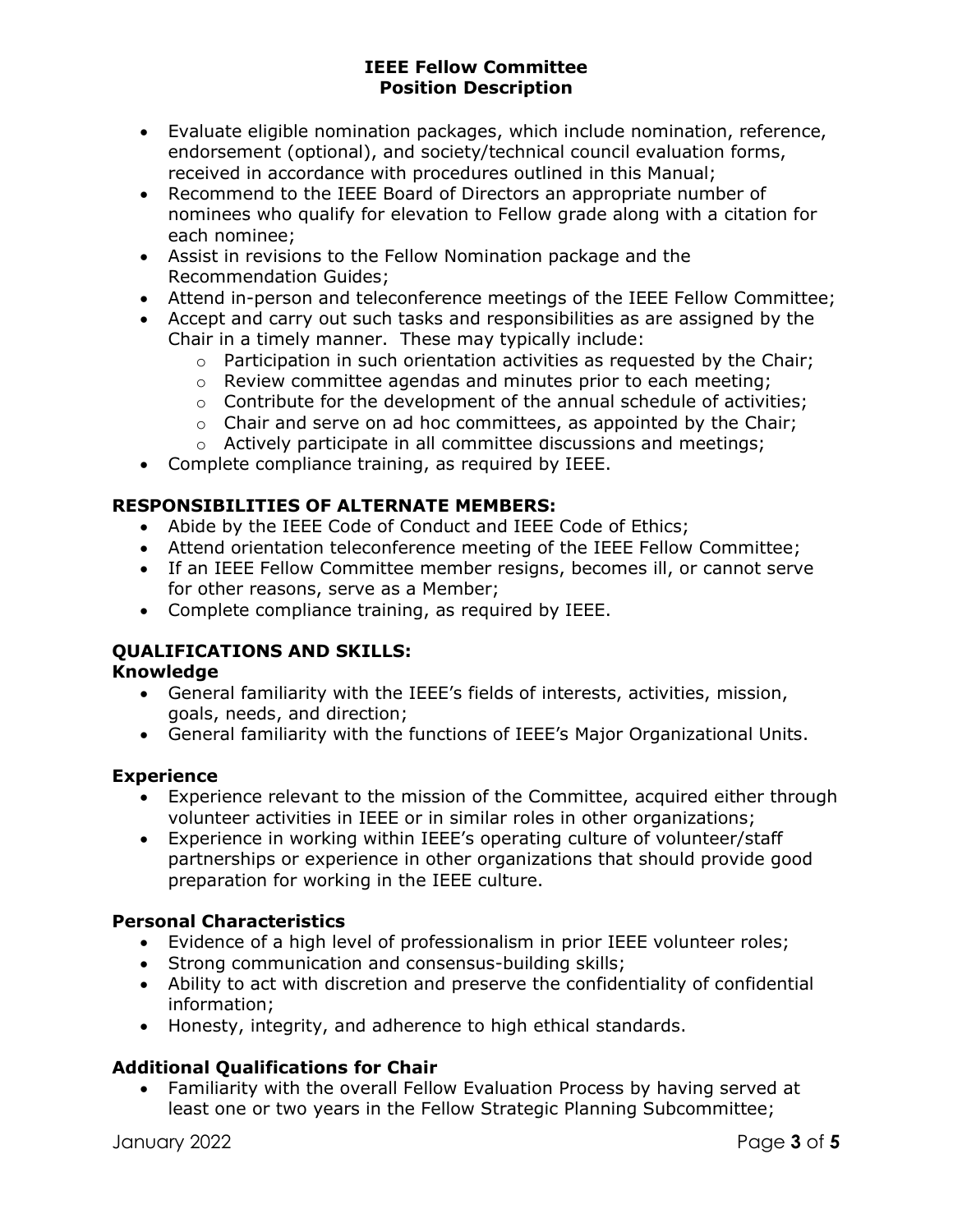- Evaluate eligible nomination packages, which include nomination, reference, endorsement (optional), and society/technical council evaluation forms, received in accordance with procedures outlined in this Manual;
- Recommend to the IEEE Board of Directors an appropriate number of nominees who qualify for elevation to Fellow grade along with a citation for each nominee;
- Assist in revisions to the Fellow Nomination package and the Recommendation Guides;
- Attend in-person and teleconference meetings of the IEEE Fellow Committee;
- Accept and carry out such tasks and responsibilities as are assigned by the Chair in a timely manner. These may typically include:
    - Participation in such orientation activities as requested by the Chair;
    - Review committee agendas and minutes prior to each meeting;
    - Contribute for the development of the annual schedule of activities;
    - Chair and serve on ad hoc committees, as appointed by the Chair;
    - Actively participate in all committee discussions and meetings;
- Complete compliance training, as required by IEEE.

## RESPONSIBILITIES OF ALTERNATE MEMBERS:

- Abide by the IEEE Code of Conduct and IEEE Code of Ethics;
- Attend orientation teleconference meeting of the IEEE Fellow Committee;
- If an IEEE Fellow Committee member resigns, becomes ill, or cannot serve for other reasons, serve as a Member;
- Complete compliance training, as required by IEEE.

## QUALIFICATIONS AND SKILLS:

### Knowledge

- General familiarity with the IEEE's fields of interests, activities, mission, goals, needs, and direction;
- General familiarity with the functions of IEEE's Major Organizational Units.

### Experience

- Experience relevant to the mission of the Committee, acquired either through volunteer activities in IEEE or in similar roles in other organizations;
- Experience in working within IEEE's operating culture of volunteer/staff partnerships or experience in other organizations that should provide good preparation for working in the IEEE culture.

### Personal Characteristics

- Evidence of a high level of professionalism in prior IEEE volunteer roles;
- Strong communication and consensus-building skills;
- Ability to act with discretion and preserve the confidentiality of confidential information;
- Honesty, integrity, and adherence to high ethical standards.

### Additional Qualifications for Chair

- Familiarity with the overall Fellow Evaluation Process by having served at least one or two years in the Fellow Strategic Planning Subcommittee;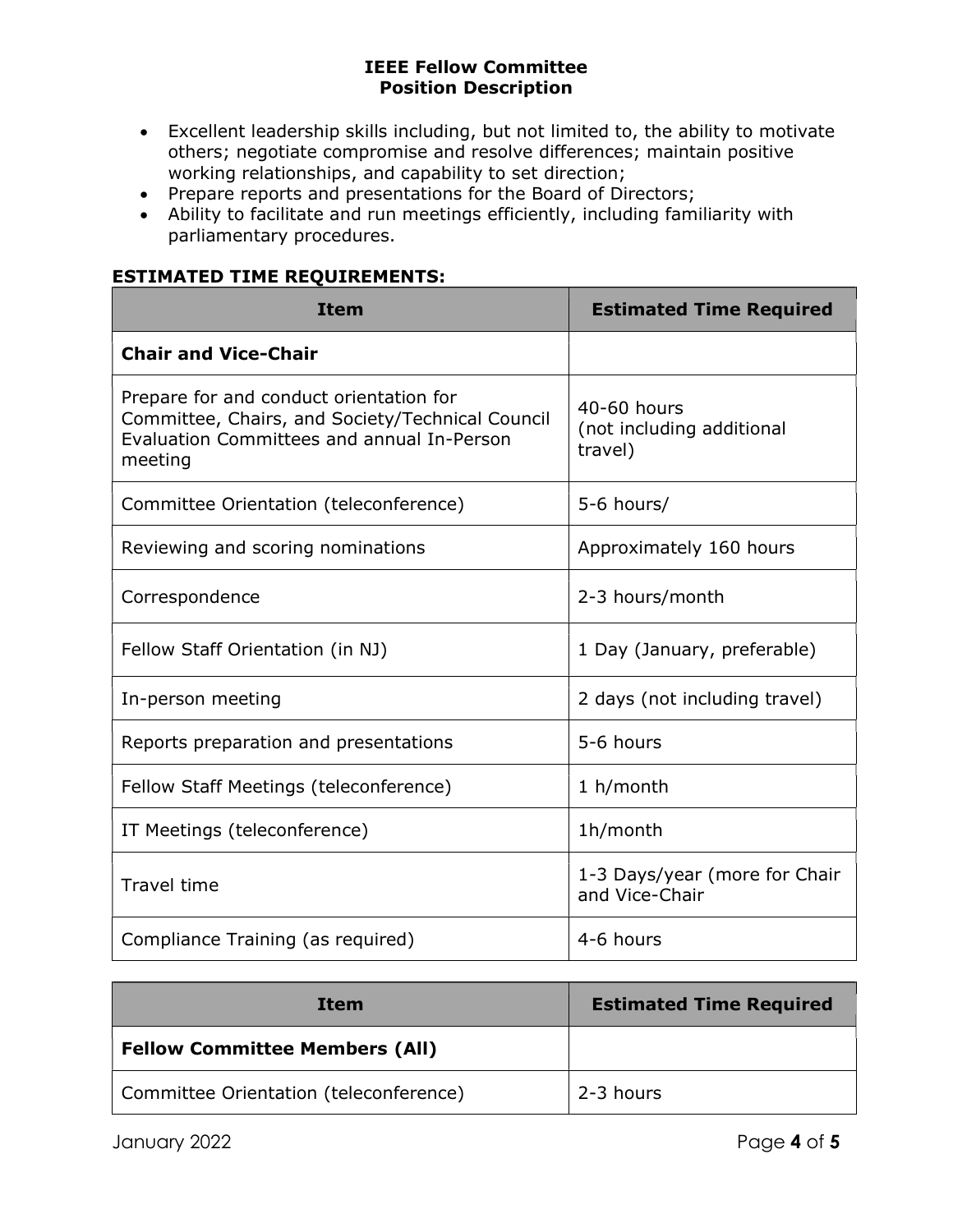- Excellent leadership skills including, but not limited to, the ability to motivate others; negotiate compromise and resolve differences; maintain positive working relationships, and capability to set direction;
- Prepare reports and presentations for the Board of Directors;
- Ability to facilitate and run meetings efficiently, including familiarity with parliamentary procedures.

**ESTIMATED TIME REQUIREMENTS:**

| Item | Estimated Time Required |
| --- | --- |
| **Chair and Vice-Chair** | |
| Prepare for and conduct orientation for Committee, Chairs, and Society/Technical Council Evaluation Committees and annual In-Person meeting | 40-60 hours (not including additional travel) |
| Committee Orientation (teleconference) | 5-6 hours/ |
| Reviewing and scoring nominations | Approximately 160 hours |
| Correspondence | 2-3 hours/month |
| Fellow Staff Orientation (in NJ) | 1 Day (January, preferable) |
| In-person meeting | 2 days (not including travel) |
| Reports preparation and presentations | 5-6 hours |
| Fellow Staff Meetings (teleconference) | 1 h/month |
| IT Meetings (teleconference) | 1h/month |
| Travel time | 1-3 Days/year (more for Chair and Vice-Chair |
| Compliance Training (as required) | 4-6 hours |

| Item | Estimated Time Required |
| --- | --- |
| **Fellow Committee Members (All)** | |
| Committee Orientation (teleconference) | 2-3 hours |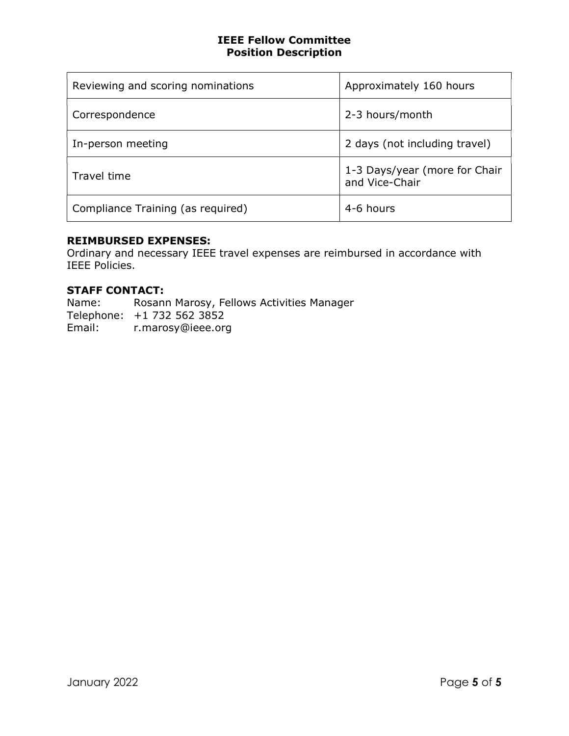| | |
|---|---|
| Reviewing and scoring nominations | Approximately 160 hours |
| Correspondence | 2-3 hours/month |
| In-person meeting | 2 days (not including travel) |
| Travel time | 1-3 Days/year (more for Chair and Vice-Chair |
| Compliance Training (as required) | 4-6 hours |

**REIMBURSED EXPENSES:**
Ordinary and necessary IEEE travel expenses are reimbursed in accordance with IEEE Policies.

**STAFF CONTACT:**
Name: Rosann Marosy, Fellows Activities Manager
Telephone: +1 732 562 3852
Email: r.marosy@ieee.org